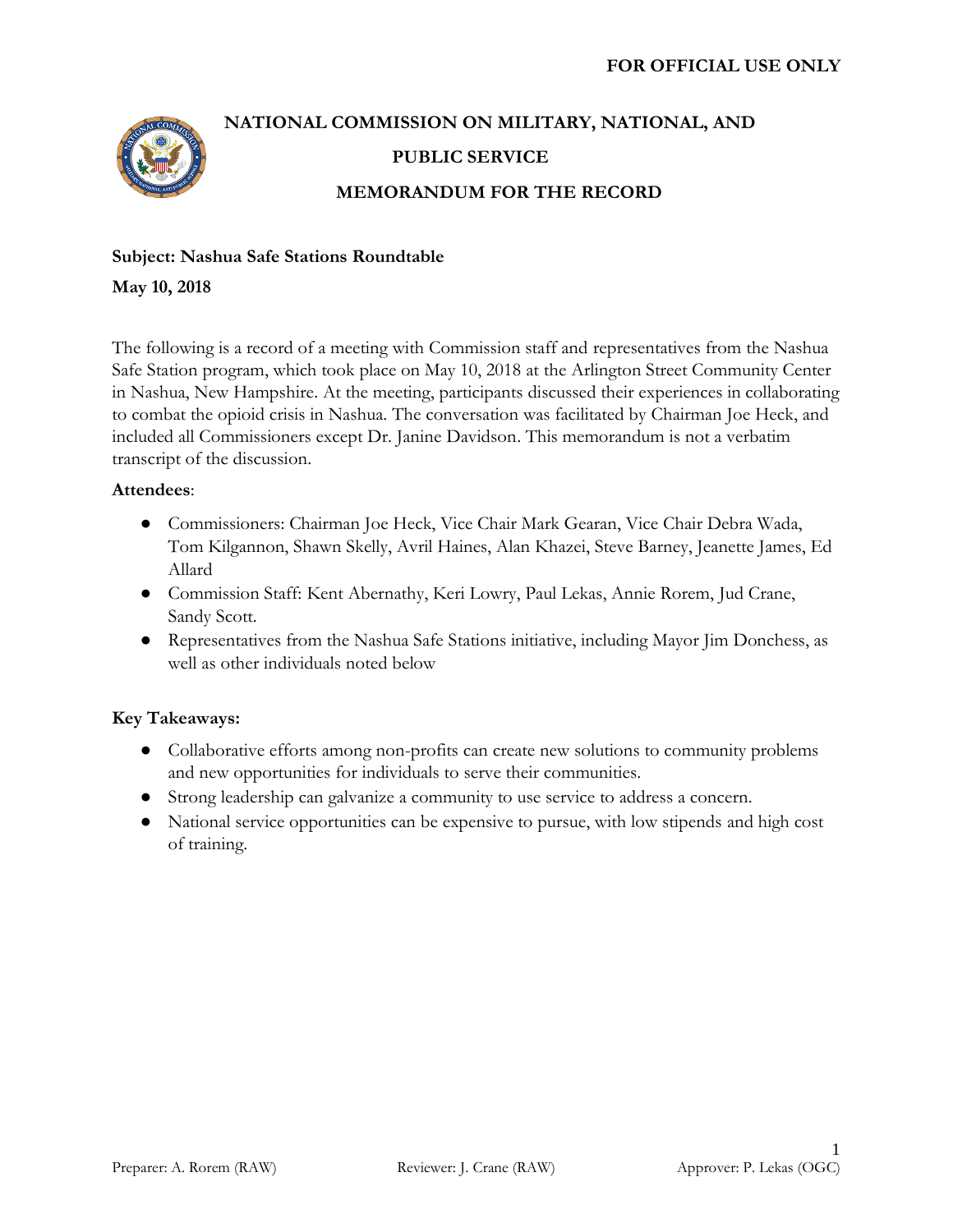**FOR OFFICIAL USE ONLY**

# NATIONAL COMMISSION ON MILITARY, NATIONAL, AND PUBLIC SERVICE

## MEMORANDUM FOR THE RECORD

**Subject: Nashua Safe Stations Roundtable**

**May 10, 2018**

The following is a record of a meeting with Commission staff and representatives from the Nashua Safe Station program, which took place on May 10, 2018 at the Arlington Street Community Center in Nashua, New Hampshire. At the meeting, participants discussed their experiences in collaborating to combat the opioid crisis in Nashua. The conversation was facilitated by Chairman Joe Heck, and included all Commissioners except Dr. Janine Davidson. This memorandum is not a verbatim transcript of the discussion.

**Attendees**:

- Commissioners: Chairman Joe Heck, Vice Chair Mark Gearan, Vice Chair Debra Wada, Tom Kilgannon, Shawn Skelly, Avril Haines, Alan Khazei, Steve Barney, Jeanette James, Ed Allard
- Commission Staff: Kent Abernathy, Keri Lowry, Paul Lekas, Annie Rorem, Jud Crane, Sandy Scott.
- Representatives from the Nashua Safe Stations initiative, including Mayor Jim Donchess, as well as other individuals noted below

**Key Takeaways:**

- Collaborative efforts among non-profits can create new solutions to community problems and new opportunities for individuals to serve their communities.
- Strong leadership can galvanize a community to use service to address a concern.
- National service opportunities can be expensive to pursue, with low stipends and high cost of training.

Preparer: A. Rorem (RAW) Reviewer: J. Crane (RAW) Approver: P. Lekas (OGC)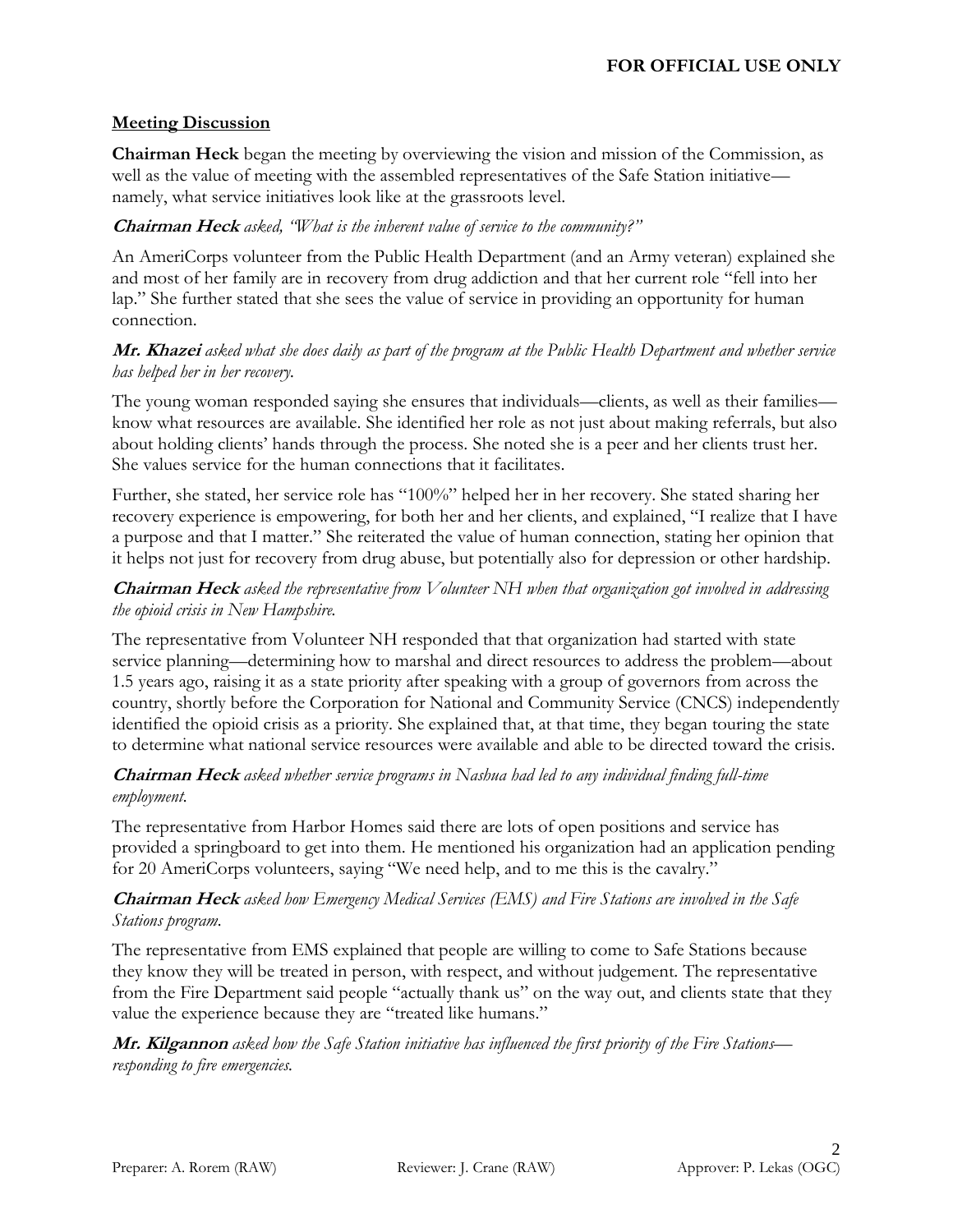## Meeting Discussion

**Chairman Heck** began the meeting by overviewing the vision and mission of the Commission, as well as the value of meeting with the assembled representatives of the Safe Station initiative—namely, what service initiatives look like at the grassroots level.

***Chairman Heck** asked, "What is the inherent value of service to the community?"*

An AmeriCorps volunteer from the Public Health Department (and an Army veteran) explained she and most of her family are in recovery from drug addiction and that her current role "fell into her lap." She further stated that she sees the value of service in providing an opportunity for human connection.

***Mr. Khazei** asked what she does daily as part of the program at the Public Health Department and whether service has helped her in her recovery.*

The young woman responded saying she ensures that individuals—clients, as well as their families—know what resources are available. She identified her role as not just about making referrals, but also about holding clients' hands through the process. She noted she is a peer and her clients trust her. She values service for the human connections that it facilitates.

Further, she stated, her service role has "100%" helped her in her recovery. She stated sharing her recovery experience is empowering, for both her and her clients, and explained, "I realize that I have a purpose and that I matter." She reiterated the value of human connection, stating her opinion that it helps not just for recovery from drug abuse, but potentially also for depression or other hardship.

***Chairman Heck** asked the representative from Volunteer NH when that organization got involved in addressing the opioid crisis in New Hampshire.*

The representative from Volunteer NH responded that that organization had started with state service planning—determining how to marshal and direct resources to address the problem—about 1.5 years ago, raising it as a state priority after speaking with a group of governors from across the country, shortly before the Corporation for National and Community Service (CNCS) independently identified the opioid crisis as a priority. She explained that, at that time, they began touring the state to determine what national service resources were available and able to be directed toward the crisis.

***Chairman Heck** asked whether service programs in Nashua had led to any individual finding full-time employment.*

The representative from Harbor Homes said there are lots of open positions and service has provided a springboard to get into them. He mentioned his organization had an application pending for 20 AmeriCorps volunteers, saying "We need help, and to me this is the cavalry."

***Chairman Heck** asked how Emergency Medical Services (EMS) and Fire Stations are involved in the Safe Stations program.*

The representative from EMS explained that people are willing to come to Safe Stations because they know they will be treated in person, with respect, and without judgement. The representative from the Fire Department said people "actually thank us" on the way out, and clients state that they value the experience because they are "treated like humans."

***Mr. Kilgannon** asked how the Safe Station initiative has influenced the first priority of the Fire Stations—responding to fire emergencies.*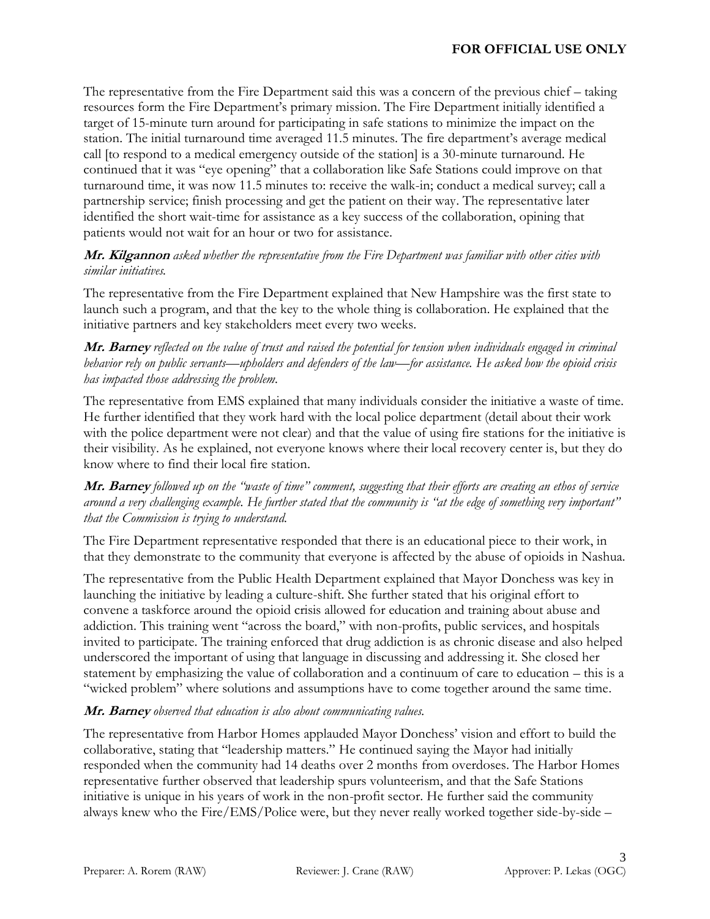The representative from the Fire Department said this was a concern of the previous chief – taking resources form the Fire Department's primary mission. The Fire Department initially identified a target of 15-minute turn around for participating in safe stations to minimize the impact on the station. The initial turnaround time averaged 11.5 minutes. The fire department's average medical call [to respond to a medical emergency outside of the station] is a 30-minute turnaround. He continued that it was "eye opening" that a collaboration like Safe Stations could improve on that turnaround time, it was now 11.5 minutes to: receive the walk-in; conduct a medical survey; call a partnership service; finish processing and get the patient on their way. The representative later identified the short wait-time for assistance as a key success of the collaboration, opining that patients would not wait for an hour or two for assistance.

***Mr. Kilgannon** asked whether the representative from the Fire Department was familiar with other cities with similar initiatives.*

The representative from the Fire Department explained that New Hampshire was the first state to launch such a program, and that the key to the whole thing is collaboration. He explained that the initiative partners and key stakeholders meet every two weeks.

***Mr. Barney** reflected on the value of trust and raised the potential for tension when individuals engaged in criminal behavior rely on public servants—upholders and defenders of the law—for assistance. He asked how the opioid crisis has impacted those addressing the problem.*

The representative from EMS explained that many individuals consider the initiative a waste of time. He further identified that they work hard with the local police department (detail about their work with the police department were not clear) and that the value of using fire stations for the initiative is their visibility. As he explained, not everyone knows where their local recovery center is, but they do know where to find their local fire station.

***Mr. Barney** followed up on the "waste of time" comment, suggesting that their efforts are creating an ethos of service around a very challenging example. He further stated that the community is "at the edge of something very important" that the Commission is trying to understand.*

The Fire Department representative responded that there is an educational piece to their work, in that they demonstrate to the community that everyone is affected by the abuse of opioids in Nashua.

The representative from the Public Health Department explained that Mayor Donchess was key in launching the initiative by leading a culture-shift. She further stated that his original effort to convene a taskforce around the opioid crisis allowed for education and training about abuse and addiction. This training went "across the board," with non-profits, public services, and hospitals invited to participate. The training enforced that drug addiction is as chronic disease and also helped underscored the important of using that language in discussing and addressing it. She closed her statement by emphasizing the value of collaboration and a continuum of care to education – this is a "wicked problem" where solutions and assumptions have to come together around the same time.

***Mr. Barney** observed that education is also about communicating values.*

The representative from Harbor Homes applauded Mayor Donchess' vision and effort to build the collaborative, stating that "leadership matters." He continued saying the Mayor had initially responded when the community had 14 deaths over 2 months from overdoses. The Harbor Homes representative further observed that leadership spurs volunteerism, and that the Safe Stations initiative is unique in his years of work in the non-profit sector. He further said the community always knew who the Fire/EMS/Police were, but they never really worked together side-by-side –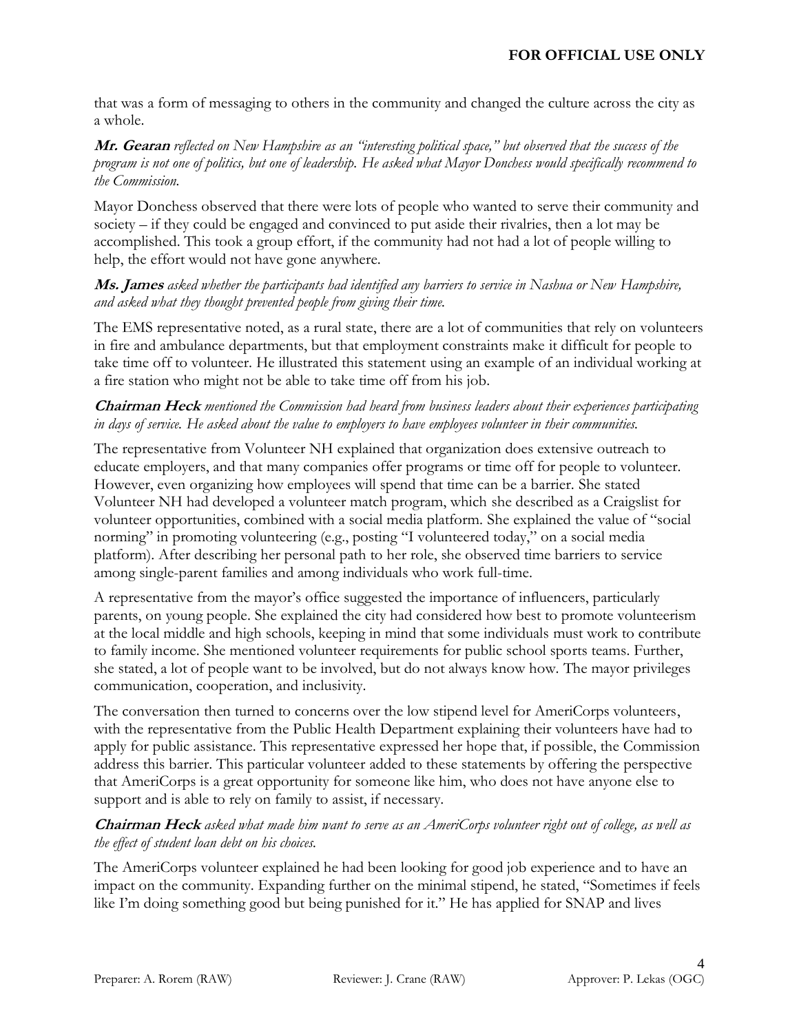that was a form of messaging to others in the community and changed the culture across the city as a whole.

***Mr. Gearan** reflected on New Hampshire as an "interesting political space," but observed that the success of the program is not one of politics, but one of leadership. He asked what Mayor Donchess would specifically recommend to the Commission.*

Mayor Donchess observed that there were lots of people who wanted to serve their community and society – if they could be engaged and convinced to put aside their rivalries, then a lot may be accomplished. This took a group effort, if the community had not had a lot of people willing to help, the effort would not have gone anywhere.

***Ms. James** asked whether the participants had identified any barriers to service in Nashua or New Hampshire, and asked what they thought prevented people from giving their time.*

The EMS representative noted, as a rural state, there are a lot of communities that rely on volunteers in fire and ambulance departments, but that employment constraints make it difficult for people to take time off to volunteer. He illustrated this statement using an example of an individual working at a fire station who might not be able to take time off from his job.

***Chairman Heck** mentioned the Commission had heard from business leaders about their experiences participating in days of service. He asked about the value to employers to have employees volunteer in their communities.*

The representative from Volunteer NH explained that organization does extensive outreach to educate employers, and that many companies offer programs or time off for people to volunteer. However, even organizing how employees will spend that time can be a barrier. She stated Volunteer NH had developed a volunteer match program, which she described as a Craigslist for volunteer opportunities, combined with a social media platform. She explained the value of "social norming" in promoting volunteering (e.g., posting "I volunteered today," on a social media platform). After describing her personal path to her role, she observed time barriers to service among single-parent families and among individuals who work full-time.

A representative from the mayor's office suggested the importance of influencers, particularly parents, on young people. She explained the city had considered how best to promote volunteerism at the local middle and high schools, keeping in mind that some individuals must work to contribute to family income. She mentioned volunteer requirements for public school sports teams. Further, she stated, a lot of people want to be involved, but do not always know how. The mayor privileges communication, cooperation, and inclusivity.

The conversation then turned to concerns over the low stipend level for AmeriCorps volunteers, with the representative from the Public Health Department explaining their volunteers have had to apply for public assistance. This representative expressed her hope that, if possible, the Commission address this barrier. This particular volunteer added to these statements by offering the perspective that AmeriCorps is a great opportunity for someone like him, who does not have anyone else to support and is able to rely on family to assist, if necessary.

***Chairman Heck** asked what made him want to serve as an AmeriCorps volunteer right out of college, as well as the effect of student loan debt on his choices.*

The AmeriCorps volunteer explained he had been looking for good job experience and to have an impact on the community. Expanding further on the minimal stipend, he stated, "Sometimes if feels like I'm doing something good but being punished for it." He has applied for SNAP and lives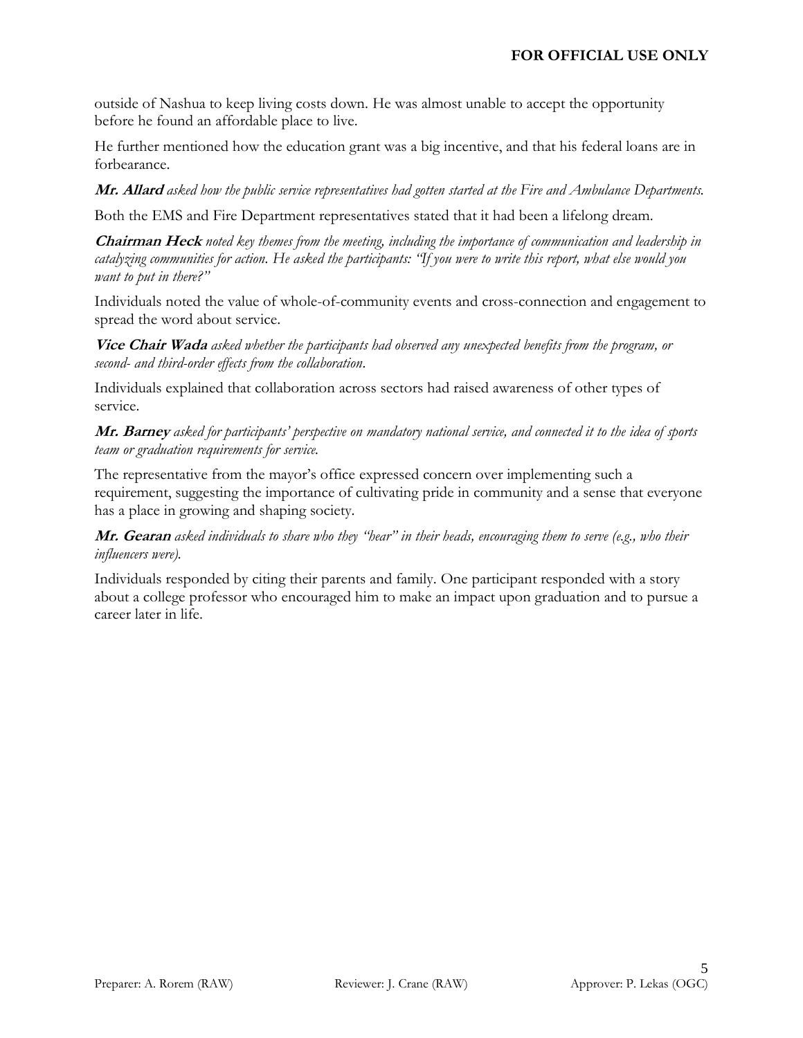outside of Nashua to keep living costs down. He was almost unable to accept the opportunity before he found an affordable place to live.

He further mentioned how the education grant was a big incentive, and that his federal loans are in forbearance.

***Mr. Allard*** *asked how the public service representatives had gotten started at the Fire and Ambulance Departments.*

Both the EMS and Fire Department representatives stated that it had been a lifelong dream.

***Chairman Heck*** *noted key themes from the meeting, including the importance of communication and leadership in catalyzing communities for action. He asked the participants: "If you were to write this report, what else would you want to put in there?"*

Individuals noted the value of whole-of-community events and cross-connection and engagement to spread the word about service.

***Vice Chair Wada*** *asked whether the participants had observed any unexpected benefits from the program, or second- and third-order effects from the collaboration.*

Individuals explained that collaboration across sectors had raised awareness of other types of service.

***Mr. Barney*** *asked for participants' perspective on mandatory national service, and connected it to the idea of sports team or graduation requirements for service.*

The representative from the mayor's office expressed concern over implementing such a requirement, suggesting the importance of cultivating pride in community and a sense that everyone has a place in growing and shaping society.

***Mr. Gearan*** *asked individuals to share who they "hear" in their heads, encouraging them to serve (e.g., who their influencers were).*

Individuals responded by citing their parents and family. One participant responded with a story about a college professor who encouraged him to make an impact upon graduation and to pursue a career later in life.